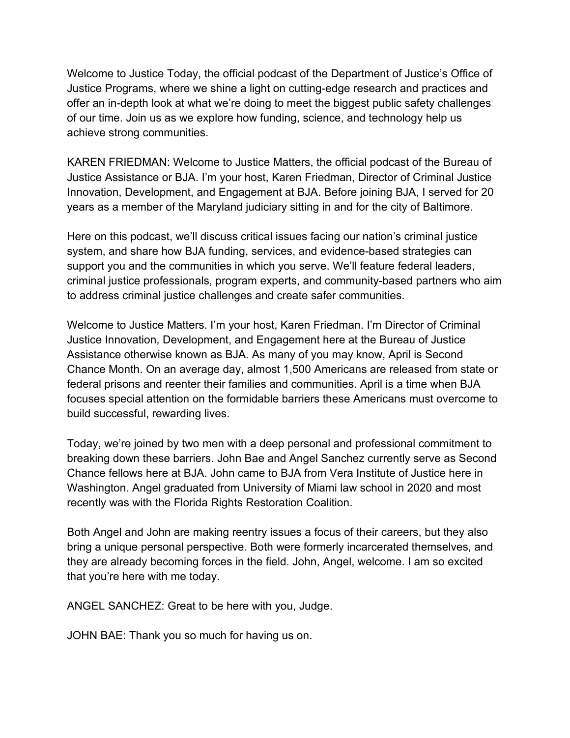Welcome to Justice Today, the official podcast of the Department of Justice's Office of Justice Programs, where we shine a light on cutting-edge research and practices and offer an in-depth look at what we're doing to meet the biggest public safety challenges of our time. Join us as we explore how funding, science, and technology help us achieve strong communities.

KAREN FRIEDMAN: Welcome to Justice Matters, the official podcast of the Bureau of Justice Assistance or BJA. I'm your host, Karen Friedman, Director of Criminal Justice Innovation, Development, and Engagement at BJA. Before joining BJA, I served for 20 years as a member of the Maryland judiciary sitting in and for the city of Baltimore.

Here on this podcast, we'll discuss critical issues facing our nation's criminal justice system, and share how BJA funding, services, and evidence-based strategies can support you and the communities in which you serve. We'll feature federal leaders, criminal justice professionals, program experts, and community-based partners who aim to address criminal justice challenges and create safer communities.

Welcome to Justice Matters. I'm your host, Karen Friedman. I'm Director of Criminal Justice Innovation, Development, and Engagement here at the Bureau of Justice Assistance otherwise known as BJA. As many of you may know, April is Second Chance Month. On an average day, almost 1,500 Americans are released from state or federal prisons and reenter their families and communities. April is a time when BJA focuses special attention on the formidable barriers these Americans must overcome to build successful, rewarding lives.

Today, we're joined by two men with a deep personal and professional commitment to breaking down these barriers. John Bae and Angel Sanchez currently serve as Second Chance fellows here at BJA. John came to BJA from Vera Institute of Justice here in Washington. Angel graduated from University of Miami law school in 2020 and most recently was with the Florida Rights Restoration Coalition.

Both Angel and John are making reentry issues a focus of their careers, but they also bring a unique personal perspective. Both were formerly incarcerated themselves, and they are already becoming forces in the field. John, Angel, welcome. I am so excited that you're here with me today.

ANGEL SANCHEZ: Great to be here with you, Judge.

JOHN BAE: Thank you so much for having us on.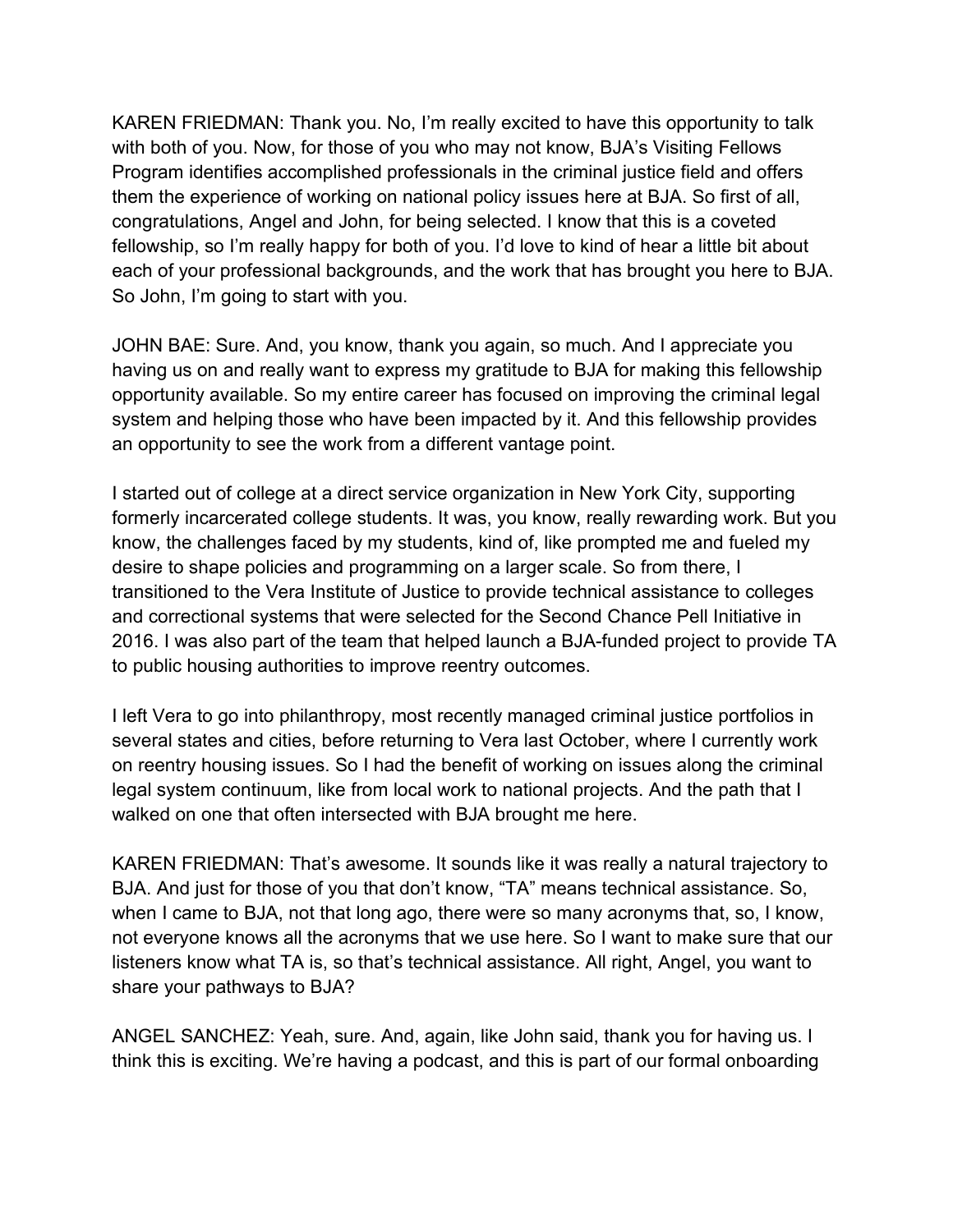KAREN FRIEDMAN: Thank you. No, I'm really excited to have this opportunity to talk with both of you. Now, for those of you who may not know, BJA's Visiting Fellows Program identifies accomplished professionals in the criminal justice field and offers them the experience of working on national policy issues here at BJA. So first of all, congratulations, Angel and John, for being selected. I know that this is a coveted fellowship, so I'm really happy for both of you. I'd love to kind of hear a little bit about each of your professional backgrounds, and the work that has brought you here to BJA. So John, I'm going to start with you.

JOHN BAE: Sure. And, you know, thank you again, so much. And I appreciate you having us on and really want to express my gratitude to BJA for making this fellowship opportunity available. So my entire career has focused on improving the criminal legal system and helping those who have been impacted by it. And this fellowship provides an opportunity to see the work from a different vantage point.

I started out of college at a direct service organization in New York City, supporting formerly incarcerated college students. It was, you know, really rewarding work. But you know, the challenges faced by my students, kind of, like prompted me and fueled my desire to shape policies and programming on a larger scale. So from there, I transitioned to the Vera Institute of Justice to provide technical assistance to colleges and correctional systems that were selected for the Second Chance Pell Initiative in 2016. I was also part of the team that helped launch a BJA-funded project to provide TA to public housing authorities to improve reentry outcomes.

I left Vera to go into philanthropy, most recently managed criminal justice portfolios in several states and cities, before returning to Vera last October, where I currently work on reentry housing issues. So I had the benefit of working on issues along the criminal legal system continuum, like from local work to national projects. And the path that I walked on one that often intersected with BJA brought me here.

KAREN FRIEDMAN: That's awesome. It sounds like it was really a natural trajectory to BJA. And just for those of you that don't know, "TA" means technical assistance. So, when I came to BJA, not that long ago, there were so many acronyms that, so, I know, not everyone knows all the acronyms that we use here. So I want to make sure that our listeners know what TA is, so that's technical assistance. All right, Angel, you want to share your pathways to BJA?

ANGEL SANCHEZ: Yeah, sure. And, again, like John said, thank you for having us. I think this is exciting. We're having a podcast, and this is part of our formal onboarding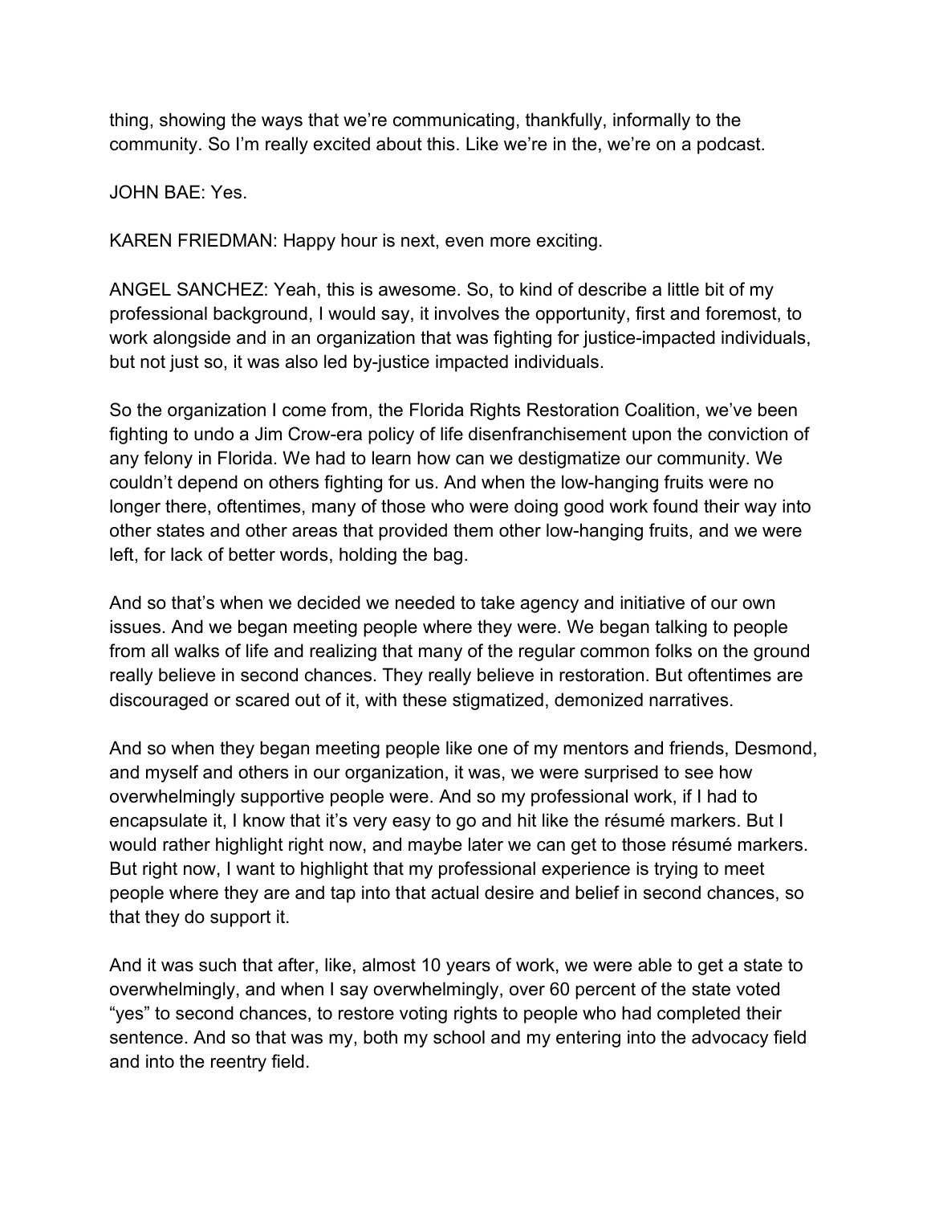thing, showing the ways that we're communicating, thankfully, informally to the community. So I'm really excited about this. Like we're in the, we're on a podcast.

JOHN BAE: Yes.

KAREN FRIEDMAN: Happy hour is next, even more exciting.

ANGEL SANCHEZ: Yeah, this is awesome. So, to kind of describe a little bit of my professional background, I would say, it involves the opportunity, first and foremost, to work alongside and in an organization that was fighting for justice-impacted individuals, but not just so, it was also led by-justice impacted individuals.

So the organization I come from, the Florida Rights Restoration Coalition, we've been fighting to undo a Jim Crow-era policy of life disenfranchisement upon the conviction of any felony in Florida. We had to learn how can we destigmatize our community. We couldn't depend on others fighting for us. And when the low-hanging fruits were no longer there, oftentimes, many of those who were doing good work found their way into other states and other areas that provided them other low-hanging fruits, and we were left, for lack of better words, holding the bag.

And so that's when we decided we needed to take agency and initiative of our own issues. And we began meeting people where they were. We began talking to people from all walks of life and realizing that many of the regular common folks on the ground really believe in second chances. They really believe in restoration. But oftentimes are discouraged or scared out of it, with these stigmatized, demonized narratives.

And so when they began meeting people like one of my mentors and friends, Desmond, and myself and others in our organization, it was, we were surprised to see how overwhelmingly supportive people were. And so my professional work, if I had to encapsulate it, I know that it's very easy to go and hit like the résumé markers. But I would rather highlight right now, and maybe later we can get to those résumé markers. But right now, I want to highlight that my professional experience is trying to meet people where they are and tap into that actual desire and belief in second chances, so that they do support it.

And it was such that after, like, almost 10 years of work, we were able to get a state to overwhelmingly, and when I say overwhelmingly, over 60 percent of the state voted "yes" to second chances, to restore voting rights to people who had completed their sentence. And so that was my, both my school and my entering into the advocacy field and into the reentry field.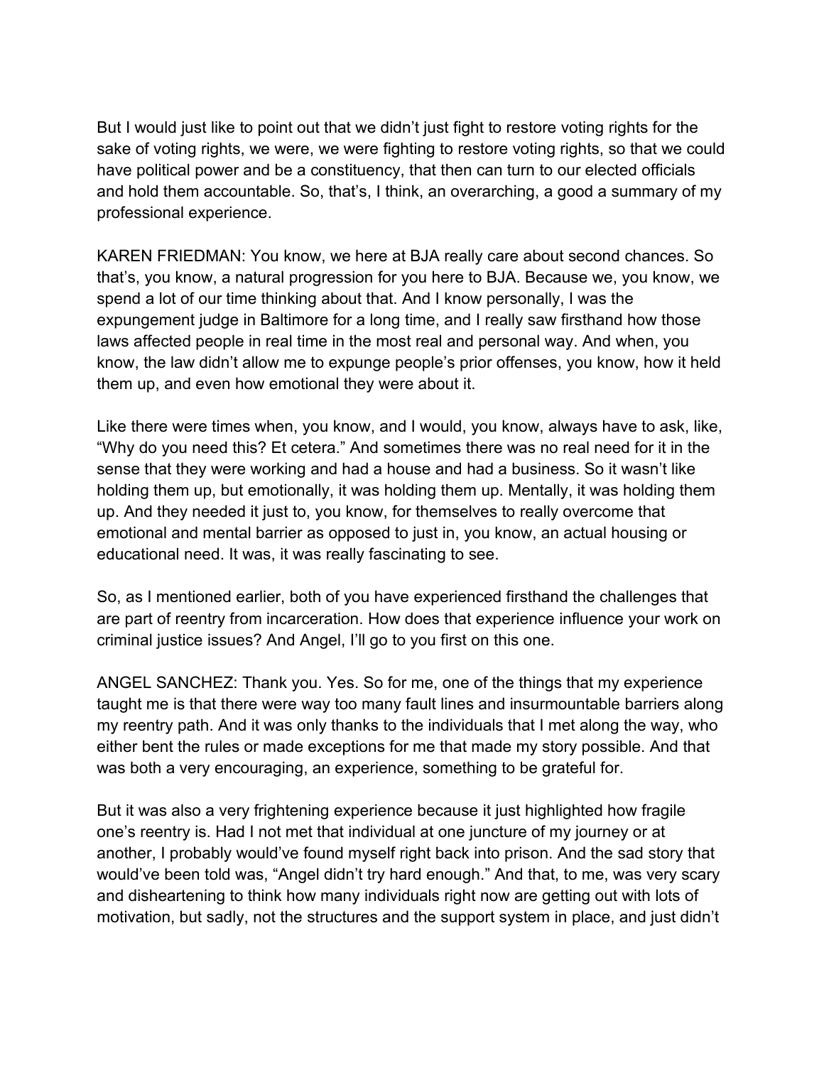But I would just like to point out that we didn't just fight to restore voting rights for the sake of voting rights, we were, we were fighting to restore voting rights, so that we could have political power and be a constituency, that then can turn to our elected officials and hold them accountable. So, that's, I think, an overarching, a good a summary of my professional experience.

KAREN FRIEDMAN: You know, we here at BJA really care about second chances. So that's, you know, a natural progression for you here to BJA. Because we, you know, we spend a lot of our time thinking about that. And I know personally, I was the expungement judge in Baltimore for a long time, and I really saw firsthand how those laws affected people in real time in the most real and personal way. And when, you know, the law didn't allow me to expunge people's prior offenses, you know, how it held them up, and even how emotional they were about it.

Like there were times when, you know, and I would, you know, always have to ask, like, "Why do you need this? Et cetera." And sometimes there was no real need for it in the sense that they were working and had a house and had a business. So it wasn't like holding them up, but emotionally, it was holding them up. Mentally, it was holding them up. And they needed it just to, you know, for themselves to really overcome that emotional and mental barrier as opposed to just in, you know, an actual housing or educational need. It was, it was really fascinating to see.

So, as I mentioned earlier, both of you have experienced firsthand the challenges that are part of reentry from incarceration. How does that experience influence your work on criminal justice issues? And Angel, I'll go to you first on this one.

ANGEL SANCHEZ: Thank you. Yes. So for me, one of the things that my experience taught me is that there were way too many fault lines and insurmountable barriers along my reentry path. And it was only thanks to the individuals that I met along the way, who either bent the rules or made exceptions for me that made my story possible. And that was both a very encouraging, an experience, something to be grateful for.

But it was also a very frightening experience because it just highlighted how fragile one's reentry is. Had I not met that individual at one juncture of my journey or at another, I probably would've found myself right back into prison. And the sad story that would've been told was, "Angel didn't try hard enough." And that, to me, was very scary and disheartening to think how many individuals right now are getting out with lots of motivation, but sadly, not the structures and the support system in place, and just didn't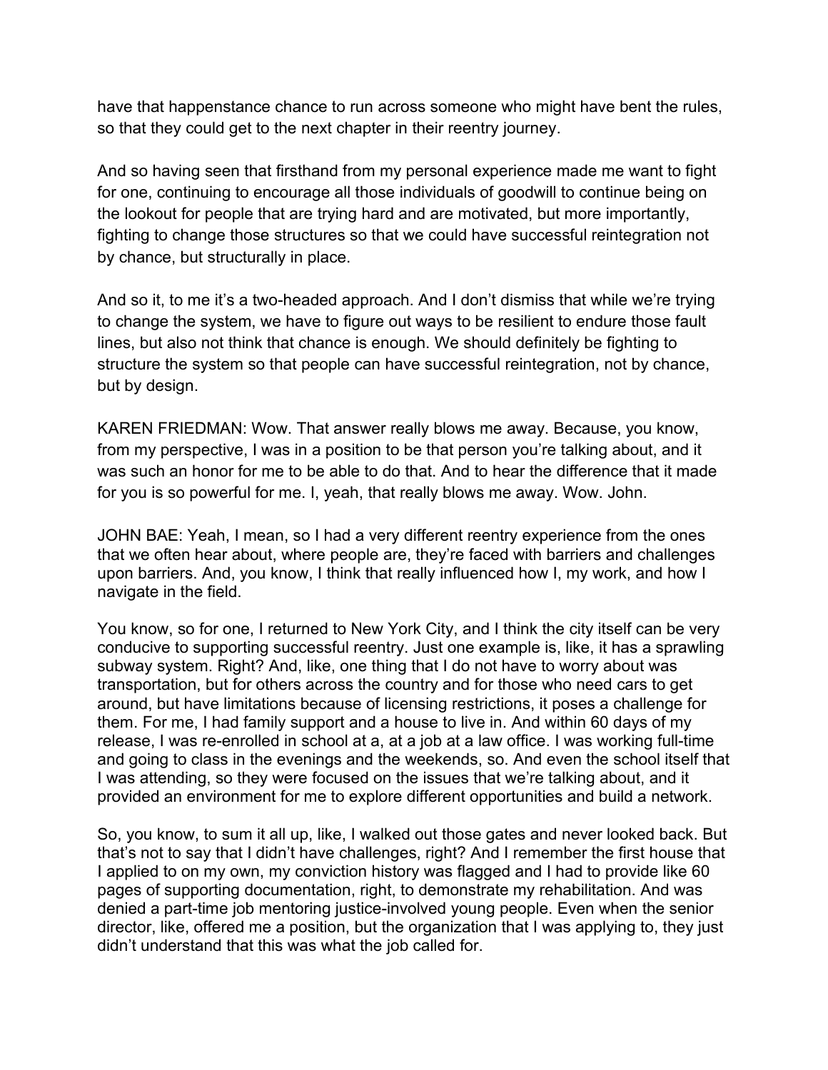have that happenstance chance to run across someone who might have bent the rules, so that they could get to the next chapter in their reentry journey.

And so having seen that firsthand from my personal experience made me want to fight for one, continuing to encourage all those individuals of goodwill to continue being on the lookout for people that are trying hard and are motivated, but more importantly, fighting to change those structures so that we could have successful reintegration not by chance, but structurally in place.

And so it, to me it's a two-headed approach. And I don't dismiss that while we're trying to change the system, we have to figure out ways to be resilient to endure those fault lines, but also not think that chance is enough. We should definitely be fighting to structure the system so that people can have successful reintegration, not by chance, but by design.

KAREN FRIEDMAN: Wow. That answer really blows me away. Because, you know, from my perspective, I was in a position to be that person you're talking about, and it was such an honor for me to be able to do that. And to hear the difference that it made for you is so powerful for me. I, yeah, that really blows me away. Wow. John.

JOHN BAE: Yeah, I mean, so I had a very different reentry experience from the ones that we often hear about, where people are, they're faced with barriers and challenges upon barriers. And, you know, I think that really influenced how I, my work, and how I navigate in the field.

You know, so for one, I returned to New York City, and I think the city itself can be very conducive to supporting successful reentry. Just one example is, like, it has a sprawling subway system. Right? And, like, one thing that I do not have to worry about was transportation, but for others across the country and for those who need cars to get around, but have limitations because of licensing restrictions, it poses a challenge for them. For me, I had family support and a house to live in. And within 60 days of my release, I was re-enrolled in school at a, at a job at a law office. I was working full-time and going to class in the evenings and the weekends, so. And even the school itself that I was attending, so they were focused on the issues that we're talking about, and it provided an environment for me to explore different opportunities and build a network.

So, you know, to sum it all up, like, I walked out those gates and never looked back. But that's not to say that I didn't have challenges, right? And I remember the first house that I applied to on my own, my conviction history was flagged and I had to provide like 60 pages of supporting documentation, right, to demonstrate my rehabilitation. And was denied a part-time job mentoring justice-involved young people. Even when the senior director, like, offered me a position, but the organization that I was applying to, they just didn't understand that this was what the job called for.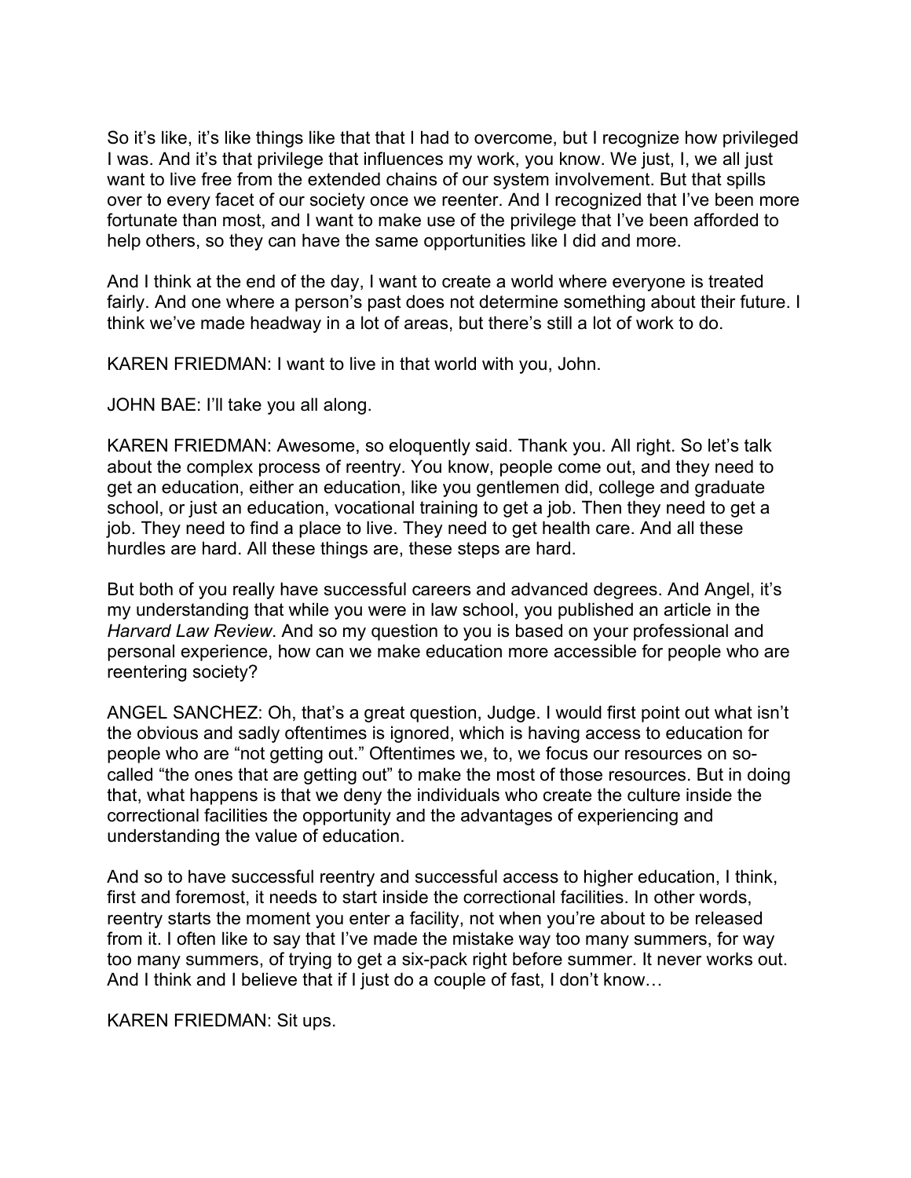So it's like, it's like things like that that I had to overcome, but I recognize how privileged I was. And it's that privilege that influences my work, you know. We just, I, we all just want to live free from the extended chains of our system involvement. But that spills over to every facet of our society once we reenter. And I recognized that I've been more fortunate than most, and I want to make use of the privilege that I've been afforded to help others, so they can have the same opportunities like I did and more.

And I think at the end of the day, I want to create a world where everyone is treated fairly. And one where a person's past does not determine something about their future. I think we've made headway in a lot of areas, but there's still a lot of work to do.

KAREN FRIEDMAN: I want to live in that world with you, John.

JOHN BAE: I'll take you all along.

KAREN FRIEDMAN: Awesome, so eloquently said. Thank you. All right. So let's talk about the complex process of reentry. You know, people come out, and they need to get an education, either an education, like you gentlemen did, college and graduate school, or just an education, vocational training to get a job. Then they need to get a job. They need to find a place to live. They need to get health care. And all these hurdles are hard. All these things are, these steps are hard.

But both of you really have successful careers and advanced degrees. And Angel, it's my understanding that while you were in law school, you published an article in the *Harvard Law Review*. And so my question to you is based on your professional and personal experience, how can we make education more accessible for people who are reentering society?

ANGEL SANCHEZ: Oh, that's a great question, Judge. I would first point out what isn't the obvious and sadly oftentimes is ignored, which is having access to education for people who are "not getting out." Oftentimes we, to, we focus our resources on so-called "the ones that are getting out" to make the most of those resources. But in doing that, what happens is that we deny the individuals who create the culture inside the correctional facilities the opportunity and the advantages of experiencing and understanding the value of education.

And so to have successful reentry and successful access to higher education, I think, first and foremost, it needs to start inside the correctional facilities. In other words, reentry starts the moment you enter a facility, not when you're about to be released from it. I often like to say that I've made the mistake way too many summers, for way too many summers, of trying to get a six-pack right before summer. It never works out. And I think and I believe that if I just do a couple of fast, I don't know…

KAREN FRIEDMAN: Sit ups.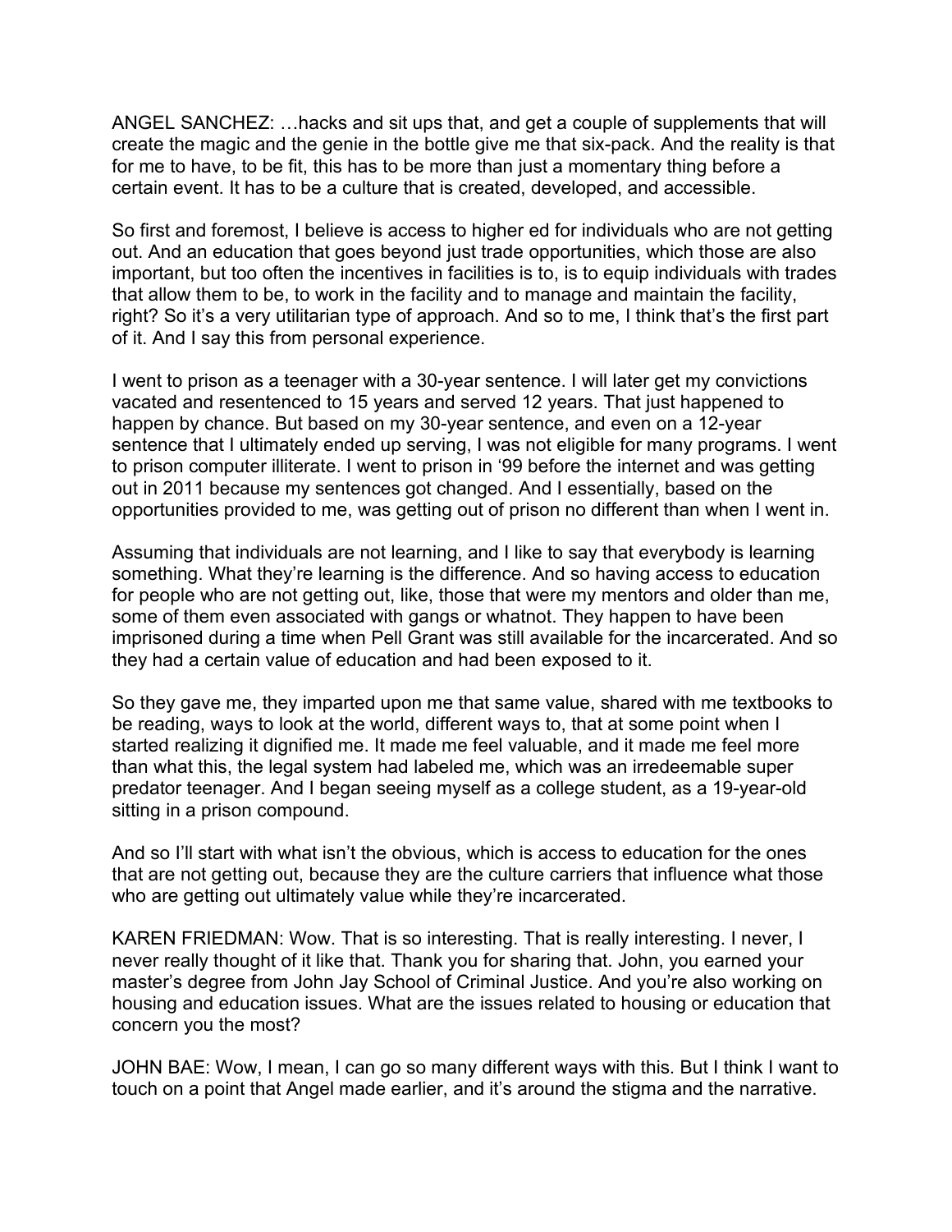ANGEL SANCHEZ: …hacks and sit ups that, and get a couple of supplements that will create the magic and the genie in the bottle give me that six-pack. And the reality is that for me to have, to be fit, this has to be more than just a momentary thing before a certain event. It has to be a culture that is created, developed, and accessible.

So first and foremost, I believe is access to higher ed for individuals who are not getting out. And an education that goes beyond just trade opportunities, which those are also important, but too often the incentives in facilities is to, is to equip individuals with trades that allow them to be, to work in the facility and to manage and maintain the facility, right? So it's a very utilitarian type of approach. And so to me, I think that's the first part of it. And I say this from personal experience.

I went to prison as a teenager with a 30-year sentence. I will later get my convictions vacated and resentenced to 15 years and served 12 years. That just happened to happen by chance. But based on my 30-year sentence, and even on a 12-year sentence that I ultimately ended up serving, I was not eligible for many programs. I went to prison computer illiterate. I went to prison in '99 before the internet and was getting out in 2011 because my sentences got changed. And I essentially, based on the opportunities provided to me, was getting out of prison no different than when I went in.

Assuming that individuals are not learning, and I like to say that everybody is learning something. What they're learning is the difference. And so having access to education for people who are not getting out, like, those that were my mentors and older than me, some of them even associated with gangs or whatnot. They happen to have been imprisoned during a time when Pell Grant was still available for the incarcerated. And so they had a certain value of education and had been exposed to it.

So they gave me, they imparted upon me that same value, shared with me textbooks to be reading, ways to look at the world, different ways to, that at some point when I started realizing it dignified me. It made me feel valuable, and it made me feel more than what this, the legal system had labeled me, which was an irredeemable super predator teenager. And I began seeing myself as a college student, as a 19-year-old sitting in a prison compound.

And so I'll start with what isn't the obvious, which is access to education for the ones that are not getting out, because they are the culture carriers that influence what those who are getting out ultimately value while they're incarcerated.

KAREN FRIEDMAN: Wow. That is so interesting. That is really interesting. I never, I never really thought of it like that. Thank you for sharing that. John, you earned your master's degree from John Jay School of Criminal Justice. And you're also working on housing and education issues. What are the issues related to housing or education that concern you the most?

JOHN BAE: Wow, I mean, I can go so many different ways with this. But I think I want to touch on a point that Angel made earlier, and it's around the stigma and the narrative.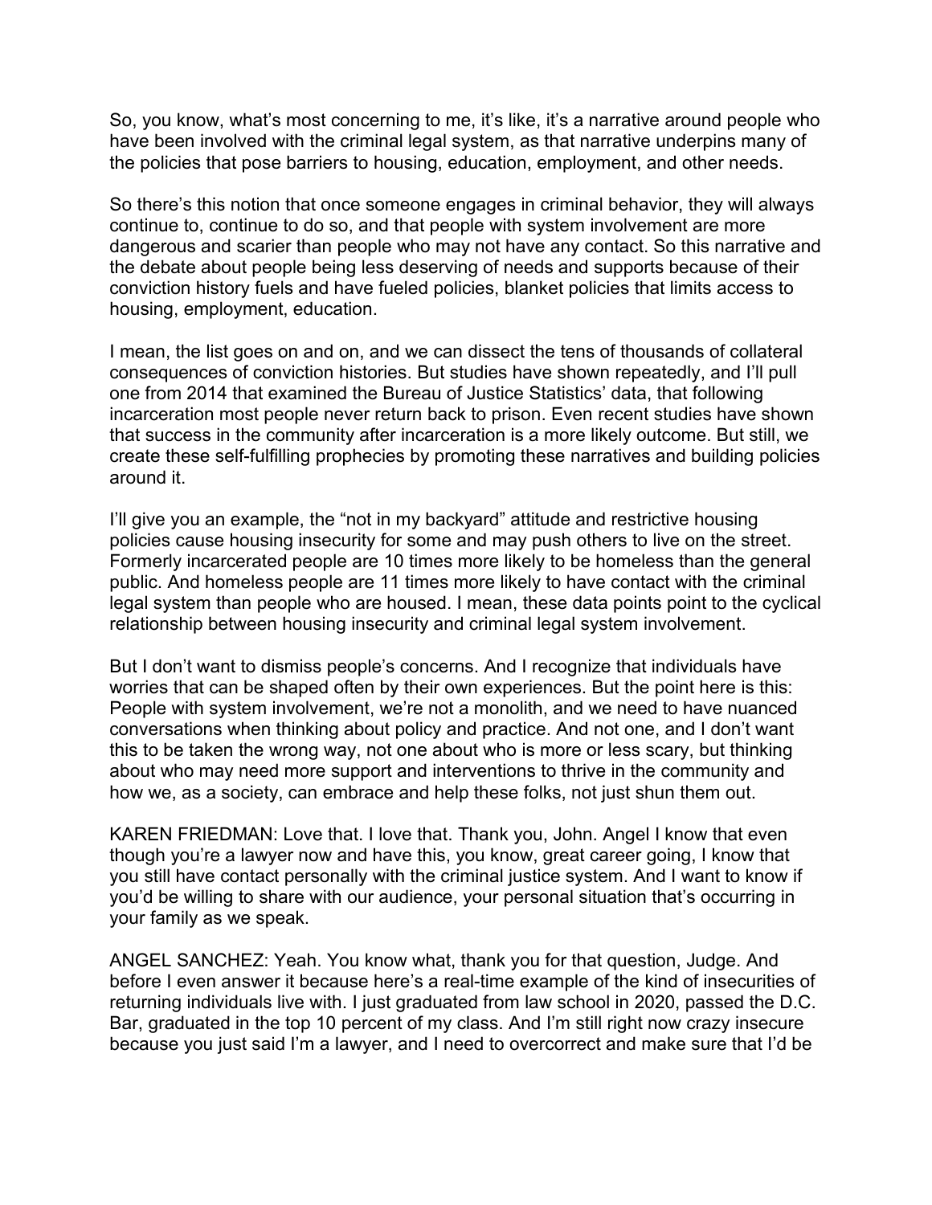So, you know, what's most concerning to me, it's like, it's a narrative around people who have been involved with the criminal legal system, as that narrative underpins many of the policies that pose barriers to housing, education, employment, and other needs.

So there's this notion that once someone engages in criminal behavior, they will always continue to, continue to do so, and that people with system involvement are more dangerous and scarier than people who may not have any contact. So this narrative and the debate about people being less deserving of needs and supports because of their conviction history fuels and have fueled policies, blanket policies that limits access to housing, employment, education.

I mean, the list goes on and on, and we can dissect the tens of thousands of collateral consequences of conviction histories. But studies have shown repeatedly, and I'll pull one from 2014 that examined the Bureau of Justice Statistics' data, that following incarceration most people never return back to prison. Even recent studies have shown that success in the community after incarceration is a more likely outcome. But still, we create these self-fulfilling prophecies by promoting these narratives and building policies around it.

I'll give you an example, the "not in my backyard" attitude and restrictive housing policies cause housing insecurity for some and may push others to live on the street. Formerly incarcerated people are 10 times more likely to be homeless than the general public. And homeless people are 11 times more likely to have contact with the criminal legal system than people who are housed. I mean, these data points point to the cyclical relationship between housing insecurity and criminal legal system involvement.

But I don't want to dismiss people's concerns. And I recognize that individuals have worries that can be shaped often by their own experiences. But the point here is this: People with system involvement, we're not a monolith, and we need to have nuanced conversations when thinking about policy and practice. And not one, and I don't want this to be taken the wrong way, not one about who is more or less scary, but thinking about who may need more support and interventions to thrive in the community and how we, as a society, can embrace and help these folks, not just shun them out.

KAREN FRIEDMAN: Love that. I love that. Thank you, John. Angel I know that even though you're a lawyer now and have this, you know, great career going, I know that you still have contact personally with the criminal justice system. And I want to know if you'd be willing to share with our audience, your personal situation that's occurring in your family as we speak.

ANGEL SANCHEZ: Yeah. You know what, thank you for that question, Judge. And before I even answer it because here's a real-time example of the kind of insecurities of returning individuals live with. I just graduated from law school in 2020, passed the D.C. Bar, graduated in the top 10 percent of my class. And I'm still right now crazy insecure because you just said I'm a lawyer, and I need to overcorrect and make sure that I'd be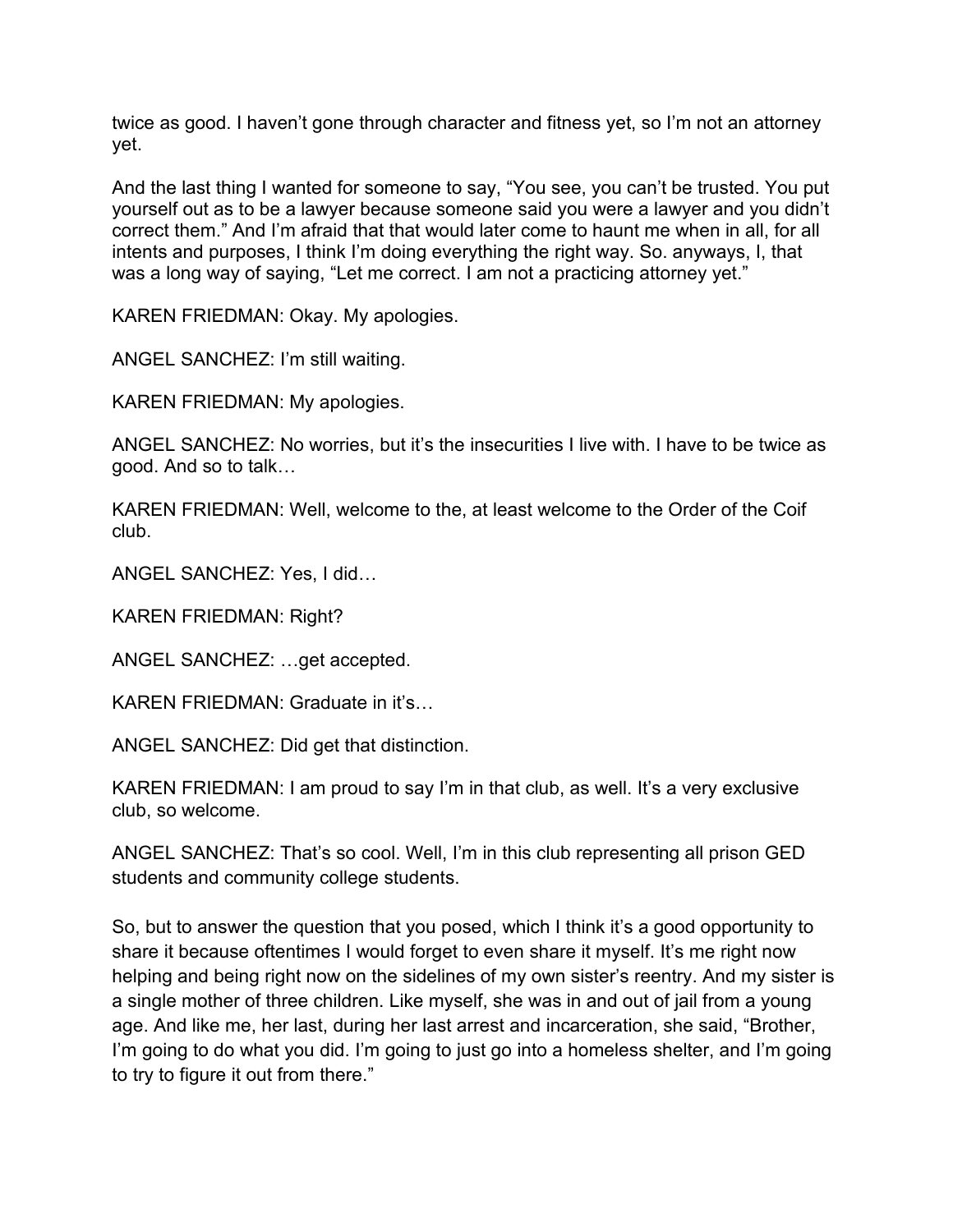twice as good. I haven't gone through character and fitness yet, so I'm not an attorney yet.

And the last thing I wanted for someone to say, "You see, you can't be trusted. You put yourself out as to be a lawyer because someone said you were a lawyer and you didn't correct them." And I'm afraid that that would later come to haunt me when in all, for all intents and purposes, I think I'm doing everything the right way. So. anyways, I, that was a long way of saying, "Let me correct. I am not a practicing attorney yet."

KAREN FRIEDMAN: Okay. My apologies.

ANGEL SANCHEZ: I'm still waiting.

KAREN FRIEDMAN: My apologies.

ANGEL SANCHEZ: No worries, but it's the insecurities I live with. I have to be twice as good. And so to talk…

KAREN FRIEDMAN: Well, welcome to the, at least welcome to the Order of the Coif club.

ANGEL SANCHEZ: Yes, I did…

KAREN FRIEDMAN: Right?

ANGEL SANCHEZ: …get accepted.

KAREN FRIEDMAN: Graduate in it's…

ANGEL SANCHEZ: Did get that distinction.

KAREN FRIEDMAN: I am proud to say I'm in that club, as well. It's a very exclusive club, so welcome.

ANGEL SANCHEZ: That's so cool. Well, I'm in this club representing all prison GED students and community college students.

So, but to answer the question that you posed, which I think it's a good opportunity to share it because oftentimes I would forget to even share it myself. It's me right now helping and being right now on the sidelines of my own sister's reentry. And my sister is a single mother of three children. Like myself, she was in and out of jail from a young age. And like me, her last, during her last arrest and incarceration, she said, "Brother, I'm going to do what you did. I'm going to just go into a homeless shelter, and I'm going to try to figure it out from there."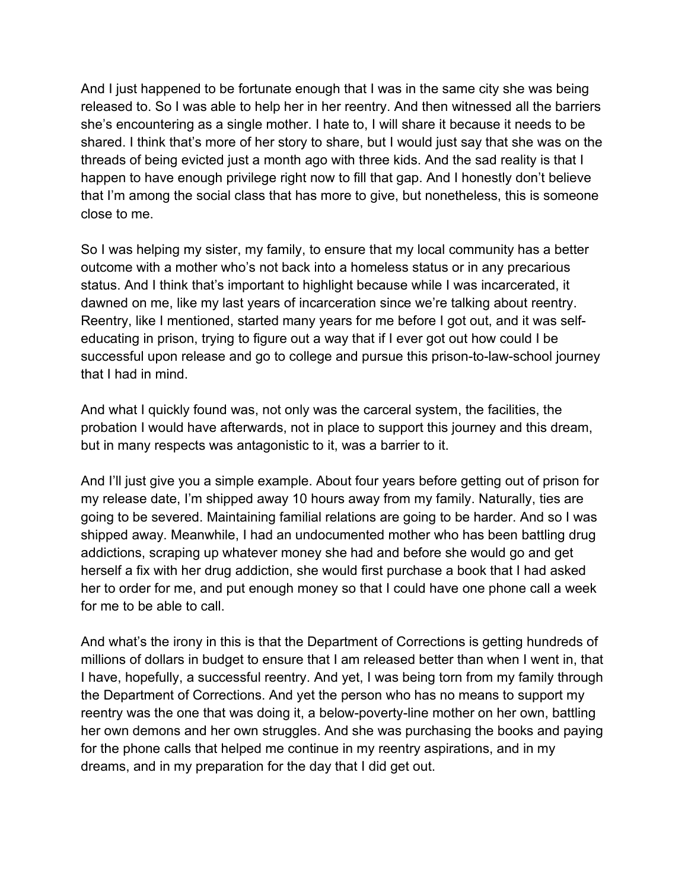And I just happened to be fortunate enough that I was in the same city she was being released to. So I was able to help her in her reentry. And then witnessed all the barriers she's encountering as a single mother. I hate to, I will share it because it needs to be shared. I think that's more of her story to share, but I would just say that she was on the threads of being evicted just a month ago with three kids. And the sad reality is that I happen to have enough privilege right now to fill that gap. And I honestly don't believe that I'm among the social class that has more to give, but nonetheless, this is someone close to me.

So I was helping my sister, my family, to ensure that my local community has a better outcome with a mother who's not back into a homeless status or in any precarious status. And I think that's important to highlight because while I was incarcerated, it dawned on me, like my last years of incarceration since we're talking about reentry. Reentry, like I mentioned, started many years for me before I got out, and it was self-educating in prison, trying to figure out a way that if I ever got out how could I be successful upon release and go to college and pursue this prison-to-law-school journey that I had in mind.

And what I quickly found was, not only was the carceral system, the facilities, the probation I would have afterwards, not in place to support this journey and this dream, but in many respects was antagonistic to it, was a barrier to it.

And I'll just give you a simple example. About four years before getting out of prison for my release date, I'm shipped away 10 hours away from my family. Naturally, ties are going to be severed. Maintaining familial relations are going to be harder. And so I was shipped away. Meanwhile, I had an undocumented mother who has been battling drug addictions, scraping up whatever money she had and before she would go and get herself a fix with her drug addiction, she would first purchase a book that I had asked her to order for me, and put enough money so that I could have one phone call a week for me to be able to call.

And what's the irony in this is that the Department of Corrections is getting hundreds of millions of dollars in budget to ensure that I am released better than when I went in, that I have, hopefully, a successful reentry. And yet, I was being torn from my family through the Department of Corrections. And yet the person who has no means to support my reentry was the one that was doing it, a below-poverty-line mother on her own, battling her own demons and her own struggles. And she was purchasing the books and paying for the phone calls that helped me continue in my reentry aspirations, and in my dreams, and in my preparation for the day that I did get out.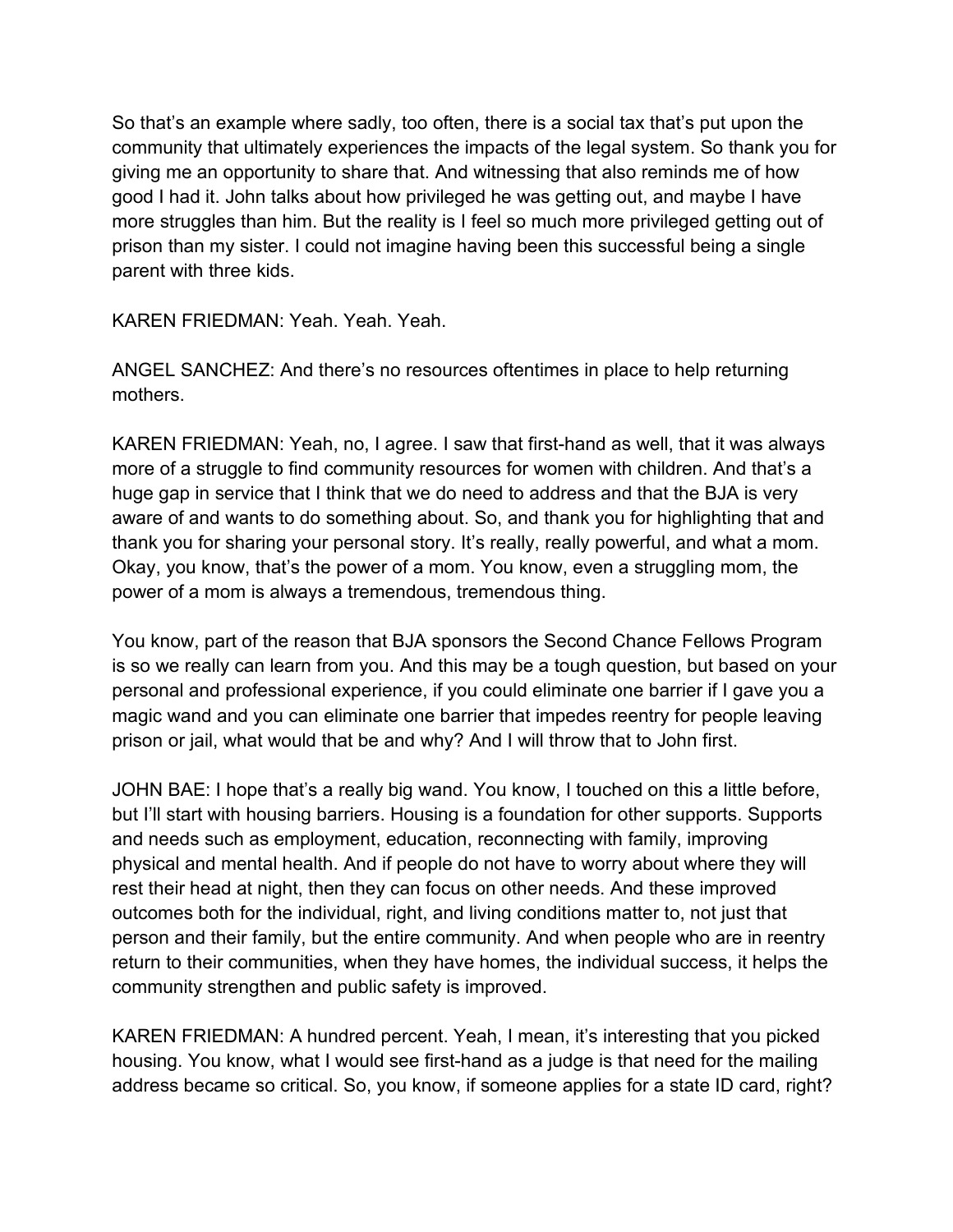So that's an example where sadly, too often, there is a social tax that's put upon the community that ultimately experiences the impacts of the legal system. So thank you for giving me an opportunity to share that. And witnessing that also reminds me of how good I had it. John talks about how privileged he was getting out, and maybe I have more struggles than him. But the reality is I feel so much more privileged getting out of prison than my sister. I could not imagine having been this successful being a single parent with three kids.

KAREN FRIEDMAN: Yeah. Yeah. Yeah.

ANGEL SANCHEZ: And there's no resources oftentimes in place to help returning mothers.

KAREN FRIEDMAN: Yeah, no, I agree. I saw that first-hand as well, that it was always more of a struggle to find community resources for women with children. And that's a huge gap in service that I think that we do need to address and that the BJA is very aware of and wants to do something about. So, and thank you for highlighting that and thank you for sharing your personal story. It's really, really powerful, and what a mom. Okay, you know, that's the power of a mom. You know, even a struggling mom, the power of a mom is always a tremendous, tremendous thing.

You know, part of the reason that BJA sponsors the Second Chance Fellows Program is so we really can learn from you. And this may be a tough question, but based on your personal and professional experience, if you could eliminate one barrier if I gave you a magic wand and you can eliminate one barrier that impedes reentry for people leaving prison or jail, what would that be and why? And I will throw that to John first.

JOHN BAE: I hope that's a really big wand. You know, I touched on this a little before, but I'll start with housing barriers. Housing is a foundation for other supports. Supports and needs such as employment, education, reconnecting with family, improving physical and mental health. And if people do not have to worry about where they will rest their head at night, then they can focus on other needs. And these improved outcomes both for the individual, right, and living conditions matter to, not just that person and their family, but the entire community. And when people who are in reentry return to their communities, when they have homes, the individual success, it helps the community strengthen and public safety is improved.

KAREN FRIEDMAN: A hundred percent. Yeah, I mean, it's interesting that you picked housing. You know, what I would see first-hand as a judge is that need for the mailing address became so critical. So, you know, if someone applies for a state ID card, right?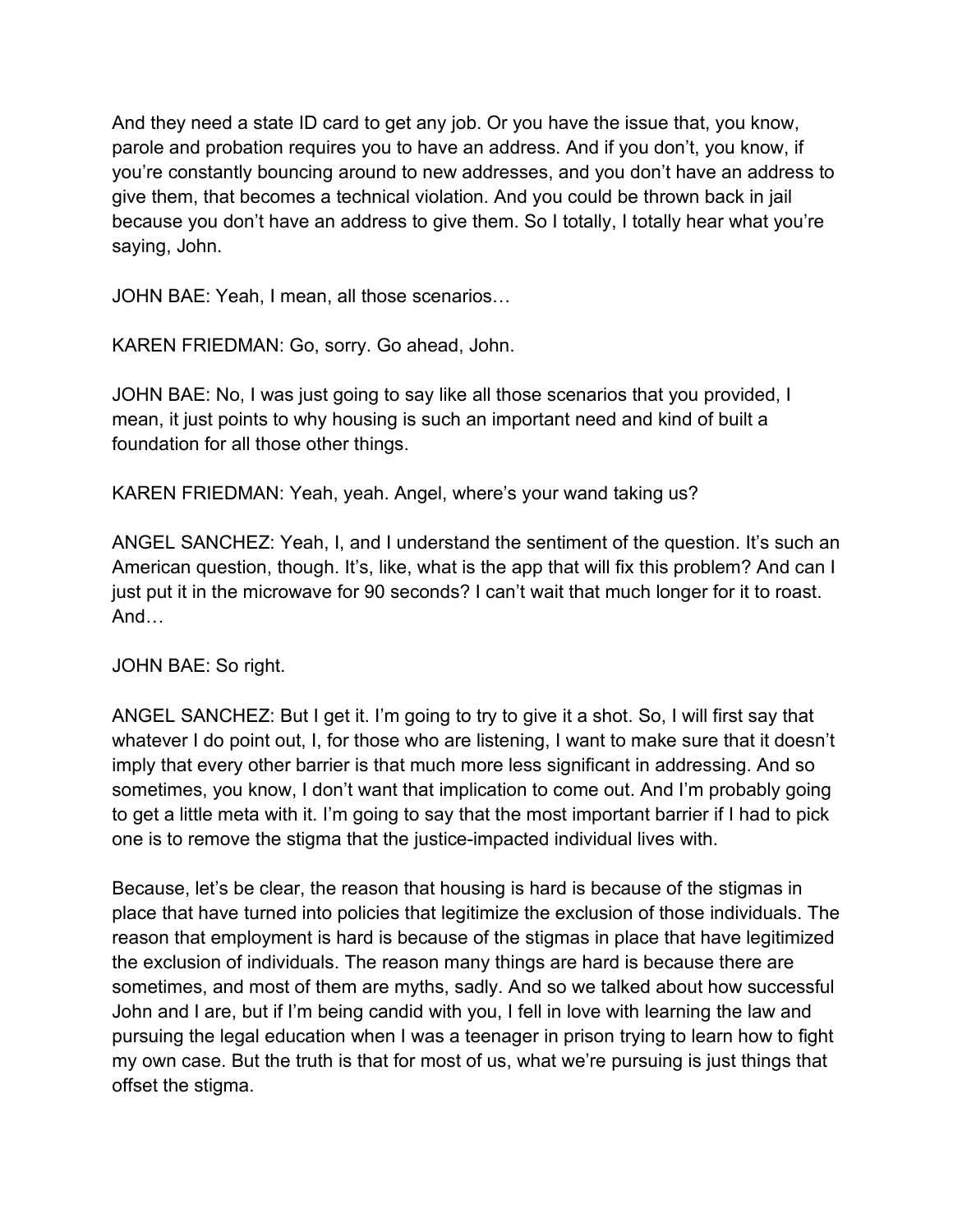And they need a state ID card to get any job. Or you have the issue that, you know, parole and probation requires you to have an address. And if you don't, you know, if you're constantly bouncing around to new addresses, and you don't have an address to give them, that becomes a technical violation. And you could be thrown back in jail because you don't have an address to give them. So I totally, I totally hear what you're saying, John.

JOHN BAE: Yeah, I mean, all those scenarios…

KAREN FRIEDMAN: Go, sorry. Go ahead, John.

JOHN BAE: No, I was just going to say like all those scenarios that you provided, I mean, it just points to why housing is such an important need and kind of built a foundation for all those other things.

KAREN FRIEDMAN: Yeah, yeah. Angel, where's your wand taking us?

ANGEL SANCHEZ: Yeah, I, and I understand the sentiment of the question. It's such an American question, though. It's, like, what is the app that will fix this problem? And can I just put it in the microwave for 90 seconds? I can't wait that much longer for it to roast. And…

JOHN BAE: So right.

ANGEL SANCHEZ: But I get it. I'm going to try to give it a shot. So, I will first say that whatever I do point out, I, for those who are listening, I want to make sure that it doesn't imply that every other barrier is that much more less significant in addressing. And so sometimes, you know, I don't want that implication to come out. And I'm probably going to get a little meta with it. I'm going to say that the most important barrier if I had to pick one is to remove the stigma that the justice-impacted individual lives with.

Because, let's be clear, the reason that housing is hard is because of the stigmas in place that have turned into policies that legitimize the exclusion of those individuals. The reason that employment is hard is because of the stigmas in place that have legitimized the exclusion of individuals. The reason many things are hard is because there are sometimes, and most of them are myths, sadly. And so we talked about how successful John and I are, but if I'm being candid with you, I fell in love with learning the law and pursuing the legal education when I was a teenager in prison trying to learn how to fight my own case. But the truth is that for most of us, what we're pursuing is just things that offset the stigma.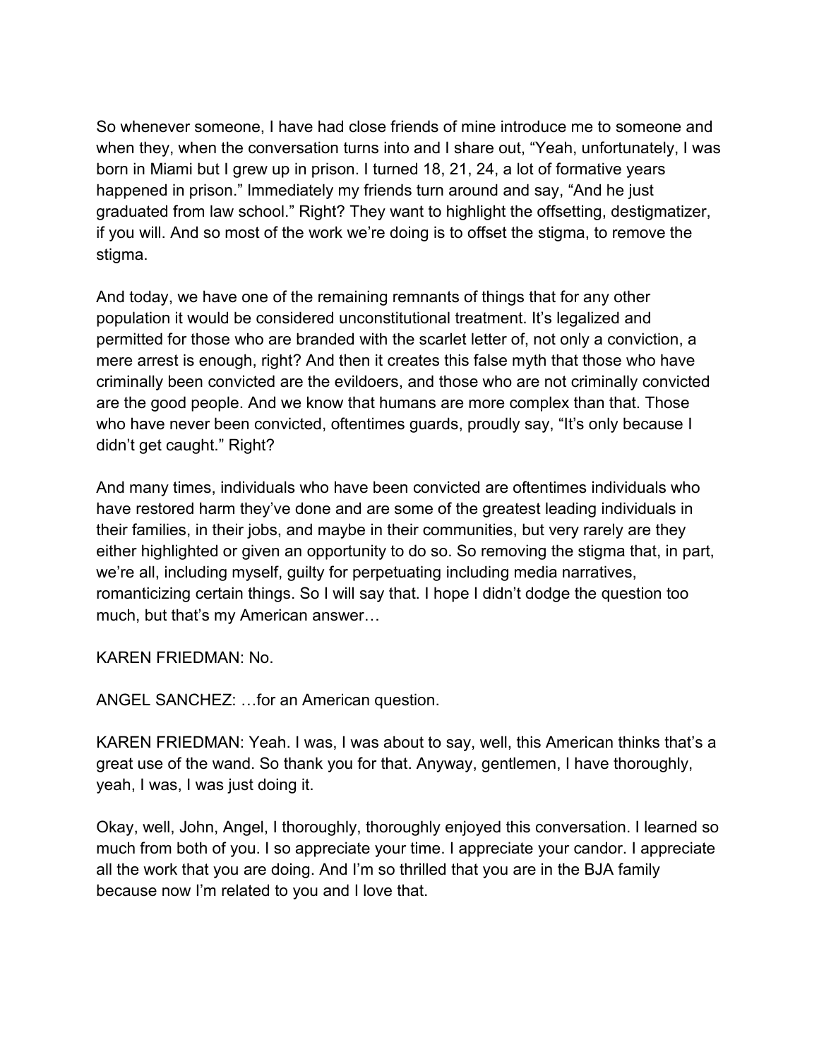So whenever someone, I have had close friends of mine introduce me to someone and when they, when the conversation turns into and I share out, "Yeah, unfortunately, I was born in Miami but I grew up in prison. I turned 18, 21, 24, a lot of formative years happened in prison." Immediately my friends turn around and say, "And he just graduated from law school." Right? They want to highlight the offsetting, destigmatizer, if you will. And so most of the work we're doing is to offset the stigma, to remove the stigma.

And today, we have one of the remaining remnants of things that for any other population it would be considered unconstitutional treatment. It's legalized and permitted for those who are branded with the scarlet letter of, not only a conviction, a mere arrest is enough, right? And then it creates this false myth that those who have criminally been convicted are the evildoers, and those who are not criminally convicted are the good people. And we know that humans are more complex than that. Those who have never been convicted, oftentimes guards, proudly say, "It's only because I didn't get caught." Right?

And many times, individuals who have been convicted are oftentimes individuals who have restored harm they've done and are some of the greatest leading individuals in their families, in their jobs, and maybe in their communities, but very rarely are they either highlighted or given an opportunity to do so. So removing the stigma that, in part, we're all, including myself, guilty for perpetuating including media narratives, romanticizing certain things. So I will say that. I hope I didn't dodge the question too much, but that's my American answer…

KAREN FRIEDMAN: No.

ANGEL SANCHEZ: …for an American question.

KAREN FRIEDMAN: Yeah. I was, I was about to say, well, this American thinks that's a great use of the wand. So thank you for that. Anyway, gentlemen, I have thoroughly, yeah, I was, I was just doing it.

Okay, well, John, Angel, I thoroughly, thoroughly enjoyed this conversation. I learned so much from both of you. I so appreciate your time. I appreciate your candor. I appreciate all the work that you are doing. And I'm so thrilled that you are in the BJA family because now I'm related to you and I love that.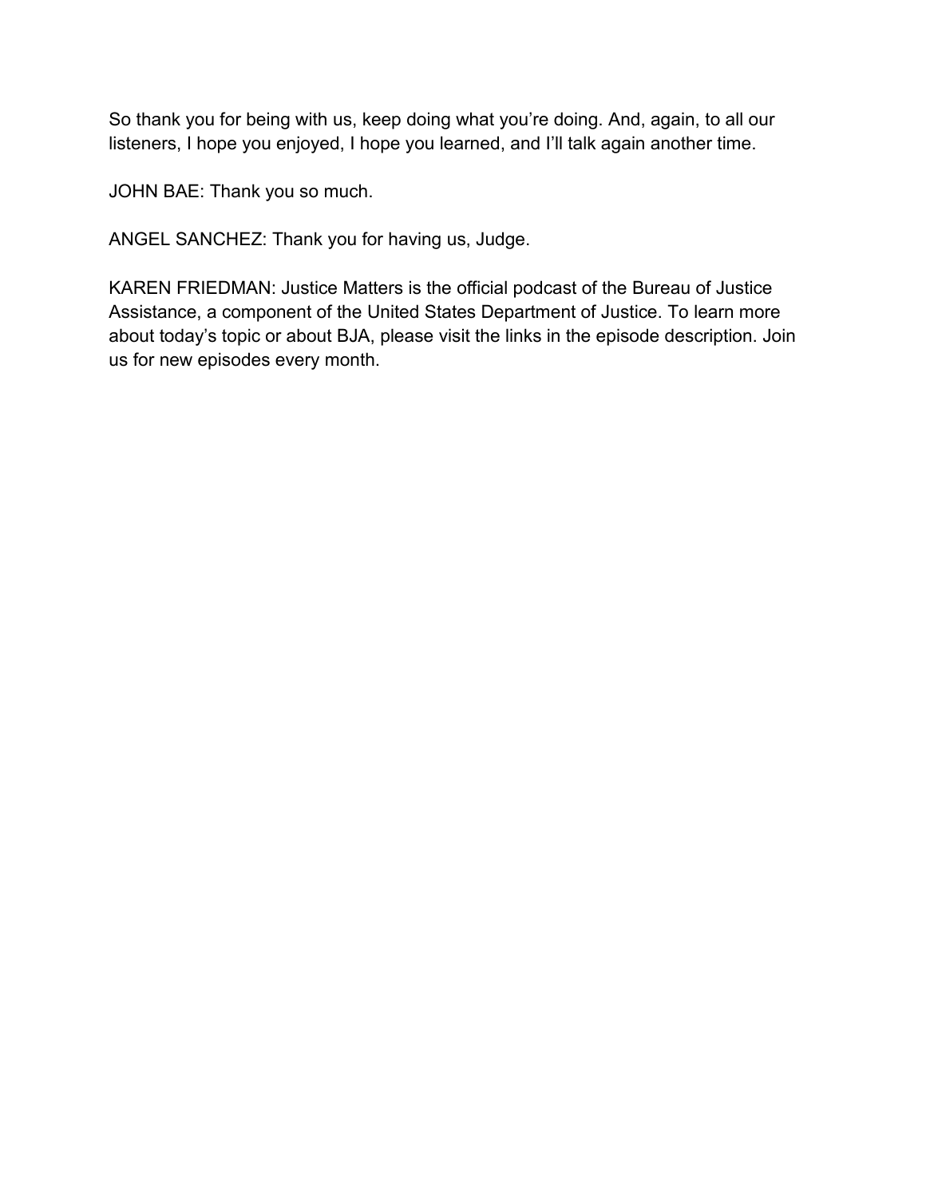So thank you for being with us, keep doing what you're doing. And, again, to all our listeners, I hope you enjoyed, I hope you learned, and I'll talk again another time.

JOHN BAE: Thank you so much.

ANGEL SANCHEZ: Thank you for having us, Judge.

KAREN FRIEDMAN: Justice Matters is the official podcast of the Bureau of Justice Assistance, a component of the United States Department of Justice. To learn more about today's topic or about BJA, please visit the links in the episode description. Join us for new episodes every month.